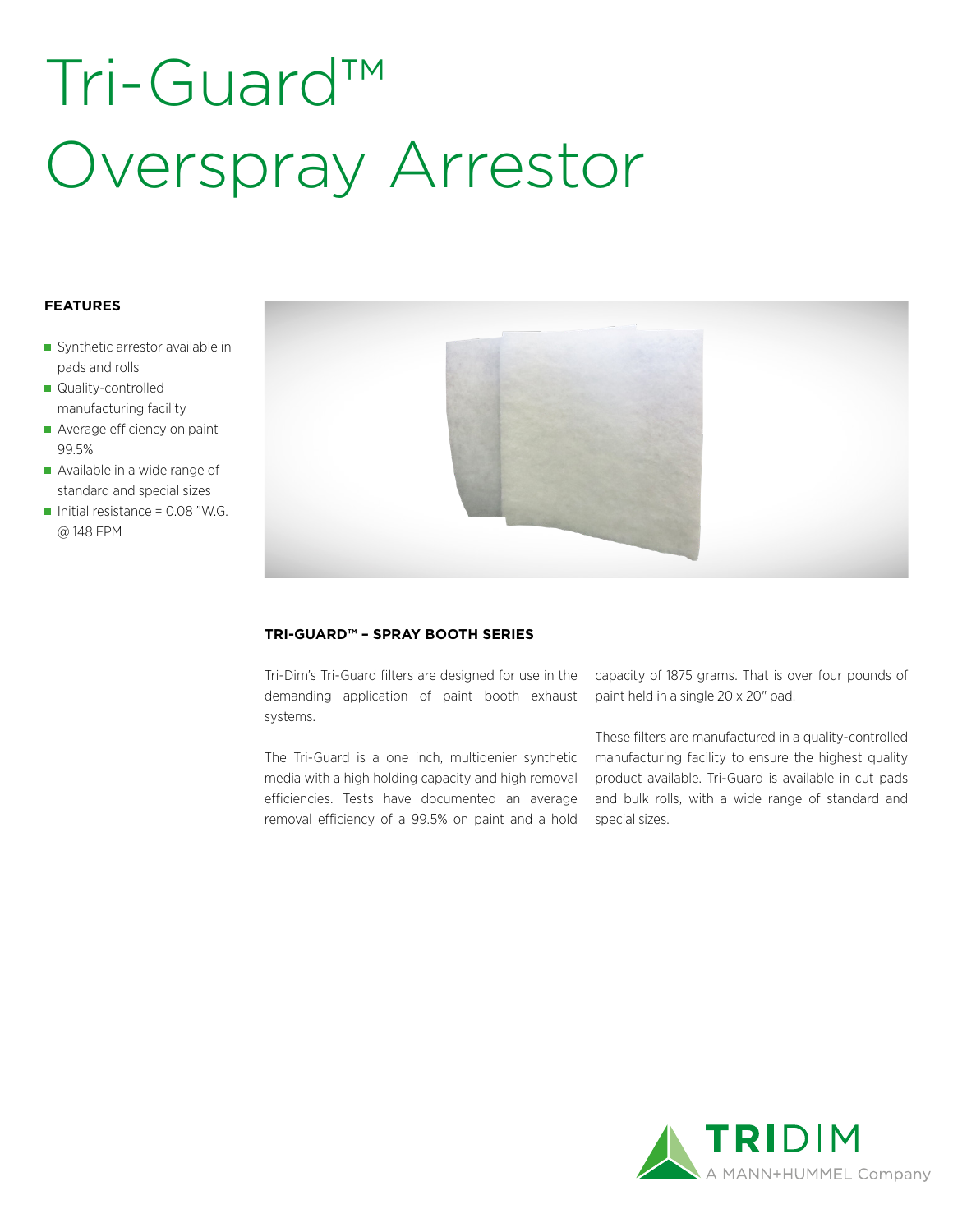# Tri-Guard™ Overspray Arrestor

### FEATURES

- Synthetic arrestor available in pads and rolls
- Quality-controlled manufacturing facility
- Average efficiency on paint 99.5%
- Available in a wide range of standard and special sizes
- Initial resistance = 0.08 "W.G. @ 148 FPM

### TRI-GUARD™ – SPRAY BOOTH SERIES

Tri-Dim's Tri-Guard filters are designed for use in the demanding application of paint booth exhaust systems.

The Tri-Guard is a one inch, multidenier synthetic media with a high holding capacity and high removal efficiencies. Tests have documented an average removal efficiency of a 99.5% on paint and a hold capacity of 1875 grams. That is over four pounds of paint held in a single 20 x 20" pad.

These filters are manufactured in a quality-controlled manufacturing facility to ensure the highest quality product available. Tri-Guard is available in cut pads and bulk rolls, with a wide range of standard and special sizes.

TRIDIM
A MANN+HUMMEL Company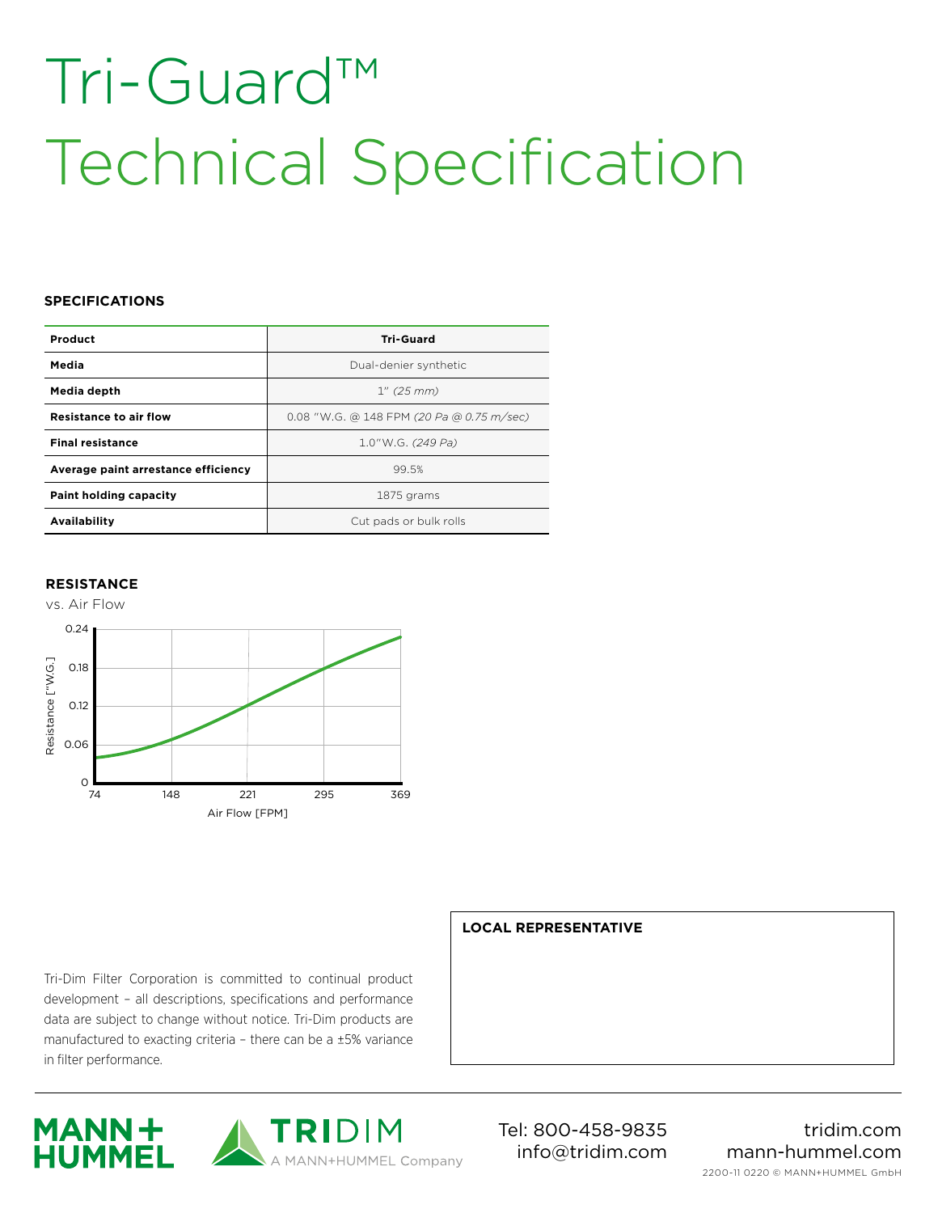# Tri-Guard™ Technical Specification

### SPECIFICATIONS

| Product | Tri-Guard |
| --- | --- |
| Media | Dual-denier synthetic |
| Media depth | 1" *(25 mm)* |
| Resistance to air flow | 0.08 "W.G. @ 148 FPM *(20 Pa @ 0.75 m/sec)* |
| Final resistance | 1.0"W.G. *(249 Pa)* |
| Average paint arrestance efficiency | 99.5% |
| Paint holding capacity | 1875 grams |
| Availability | Cut pads or bulk rolls |

### RESISTANCE

vs. Air Flow

Resistance ["W.G.]

0.24
0.18
0.12
0.06
0

Air Flow [FPM]

74
148
221
295
369

### LOCAL REPRESENTATIVE

Tri-Dim Filter Corporation is committed to continual product development – all descriptions, specifications and performance data are subject to change without notice. Tri-Dim products are manufactured to exacting criteria – there can be a ±5% variance in filter performance.

MANN+HUMMEL

TRIDIM
A MANN+HUMMEL Company

Tel: 800-458-9835
info@tridim.com

tridim.com
mann-hummel.com

2200-11 0220 © MANN+HUMMEL GmbH